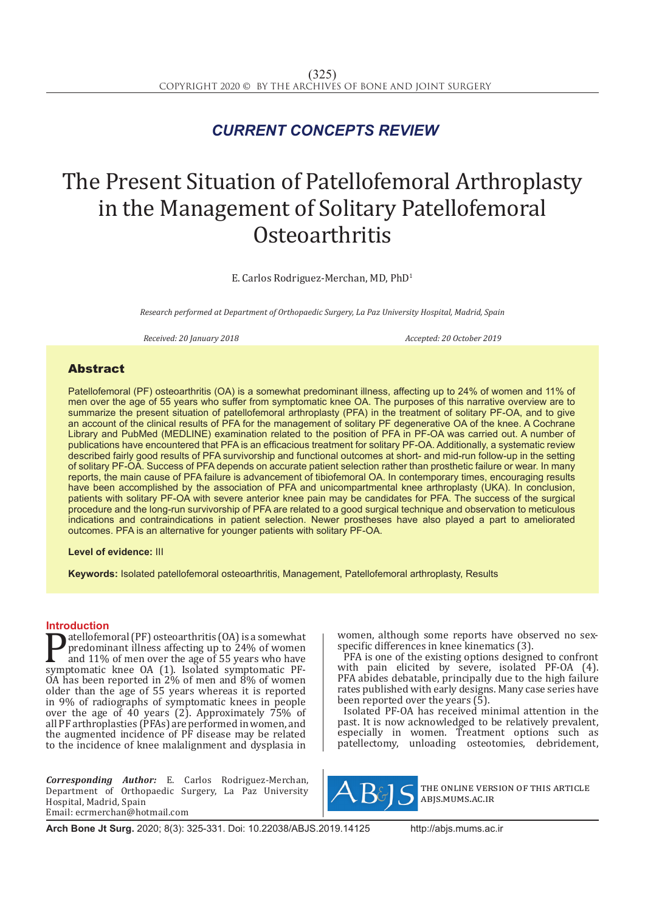## CURRENT CONCEPTS REVIEW

# The Present Situation of Patellofemoral Arthroplasty in the Management of Solitary Patellofemoral Osteoarthritis

E. Carlos Rodriguez-Merchan, MD, PhD[1]

*Research performed at Department of Orthopaedic Surgery, La Paz University Hospital, Madrid, Spain*

*Received: 20 January 2018* *Accepted: 20 October 2019*

## Abstract

Patellofemoral (PF) osteoarthritis (OA) is a somewhat predominant illness, affecting up to 24% of women and 11% of men over the age of 55 years who suffer from symptomatic knee OA. The purposes of this narrative overview are to summarize the present situation of patellofemoral arthroplasty (PFA) in the treatment of solitary PF-OA, and to give an account of the clinical results of PFA for the management of solitary PF degenerative OA of the knee. A Cochrane Library and PubMed (MEDLINE) examination related to the position of PFA in PF-OA was carried out. A number of publications have encountered that PFA is an efficacious treatment for solitary PF-OA. Additionally, a systematic review described fairly good results of PFA survivorship and functional outcomes at short- and mid-run follow-up in the setting of solitary PF-OA. Success of PFA depends on accurate patient selection rather than prosthetic failure or wear. In many reports, the main cause of PFA failure is advancement of tibiofemoral OA. In contemporary times, encouraging results have been accomplished by the association of PFA and unicompartmental knee arthroplasty (UKA). In conclusion, patients with solitary PF-OA with severe anterior knee pain may be candidates for PFA. The success of the surgical procedure and the long-run survivorship of PFA are related to a good surgical technique and observation to meticulous indications and contraindications in patient selection. Newer prostheses have also played a part to ameliorated outcomes. PFA is an alternative for younger patients with solitary PF-OA.

**Level of evidence:** III

**Keywords:** Isolated patellofemoral osteoarthritis, Management, Patellofemoral arthroplasty, Results

## Introduction

Patellofemoral (PF) osteoarthritis (OA) is a somewhat predominant illness affecting up to 24% of women and 11% of men over the age of 55 years who have symptomatic knee OA (1). Isolated symptomatic PF-OA has been reported in 2% of men and 8% of women older than the age of 55 years whereas it is reported in 9% of radiographs of symptomatic knees in people over the age of 40 years (2). Approximately 75% of all PF arthroplasties (PFAs) are performed in women, and the augmented incidence of PF disease may be related to the incidence of knee malalignment and dysplasia in women, although some reports have observed no sex-specific differences in knee kinematics (3).

PFA is one of the existing options designed to confront with pain elicited by severe, isolated PF-OA (4). PFA abides debatable, principally due to the high failure rates published with early designs. Many case series have been reported over the years (5).

Isolated PF-OA has received minimal attention in the past. It is now acknowledged to be relatively prevalent, especially in women. Treatment options such as patellectomy, unloading osteotomies, debridement,

*Corresponding Author:* E. Carlos Rodriguez-Merchan, Department of Orthopaedic Surgery, La Paz University Hospital, Madrid, Spain
Email: ecrmerchan@hotmail.com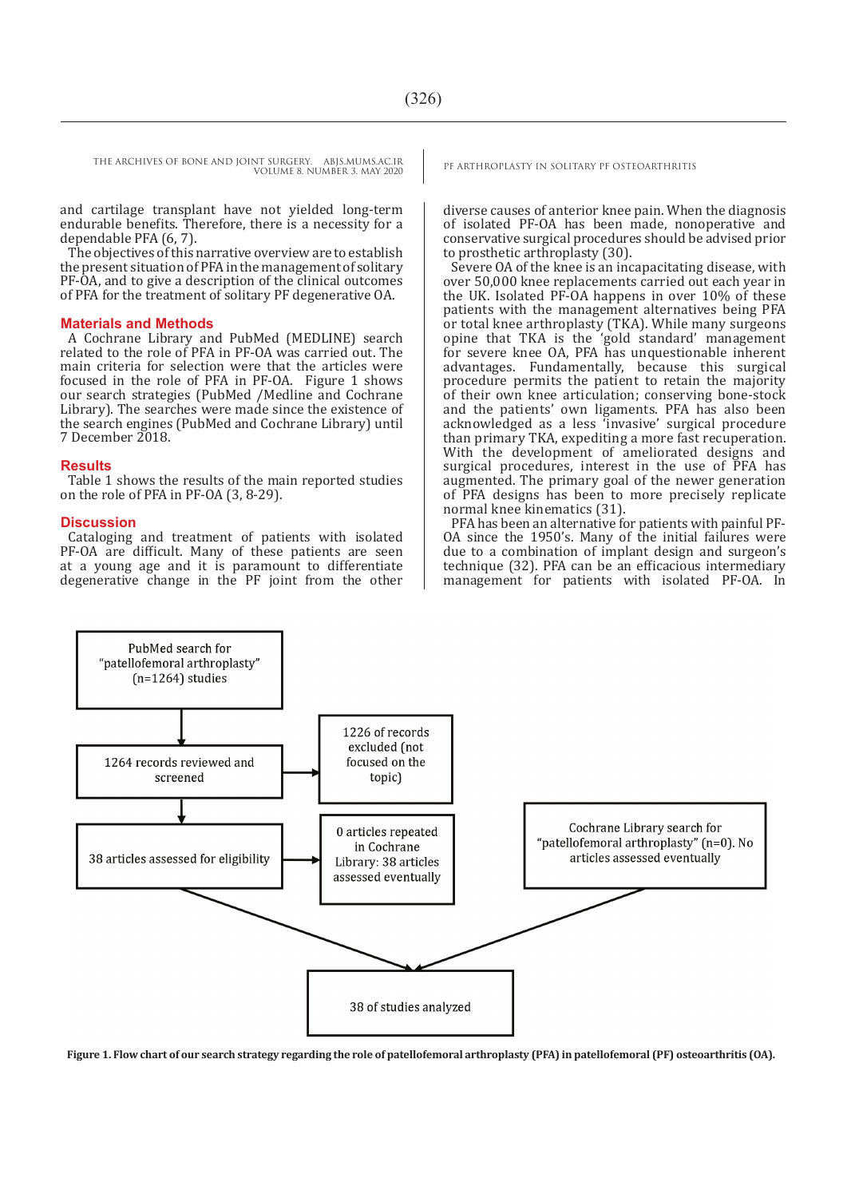and cartilage transplant have not yielded long-term endurable benefits. Therefore, there is a necessity for a dependable PFA (6, 7).

The objectives of this narrative overview are to establish the present situation of PFA in the management of solitary PF-OA, and to give a description of the clinical outcomes of PFA for the treatment of solitary PF degenerative OA.

## Materials and Methods

A Cochrane Library and PubMed (MEDLINE) search related to the role of PFA in PF-OA was carried out. The main criteria for selection were that the articles were focused in the role of PFA in PF-OA. Figure 1 shows our search strategies (PubMed /Medline and Cochrane Library). The searches were made since the existence of the search engines (PubMed and Cochrane Library) until 7 December 2018.

## Results

Table 1 shows the results of the main reported studies on the role of PFA in PF-OA (3, 8-29).

## Discussion

Cataloging and treatment of patients with isolated PF-OA are difficult. Many of these patients are seen at a young age and it is paramount to differentiate degenerative change in the PF joint from the other diverse causes of anterior knee pain. When the diagnosis of isolated PF-OA has been made, nonoperative and conservative surgical procedures should be advised prior to prosthetic arthroplasty (30).

Severe OA of the knee is an incapacitating disease, with over 50,000 knee replacements carried out each year in the UK. Isolated PF-OA happens in over 10% of these patients with the management alternatives being PFA or total knee arthroplasty (TKA). While many surgeons opine that TKA is the 'gold standard' management for severe knee OA, PFA has unquestionable inherent advantages. Fundamentally, because this surgical procedure permits the patient to retain the majority of their own knee articulation; conserving bone-stock and the patients' own ligaments. PFA has also been acknowledged as a less 'invasive' surgical procedure than primary TKA, expediting a more fast recuperation. With the development of ameliorated designs and surgical procedures, interest in the use of PFA has augmented. The primary goal of the newer generation of PFA designs has been to more precisely replicate normal knee kinematics (31).

PFA has been an alternative for patients with painful PF-OA since the 1950's. Many of the initial failures were due to a combination of implant design and surgeon's technique (32). PFA can be an efficacious intermediary management for patients with isolated PF-OA. In

```
PubMed search for "patellofemoral arthroplasty" (n=1264) studies
        ↓
1264 records reviewed and screened  →  1226 of records excluded (not focused on the topic)
        ↓
38 articles assessed for eligibility  →  0 articles repeated in Cochrane Library: 38 articles assessed eventually

Cochrane Library search for "patellofemoral arthroplasty" (n=0). No articles assessed eventually

        ↓
38 of studies analyzed
```

**Figure 1. Flow chart of our search strategy regarding the role of patellofemoral arthroplasty (PFA) in patellofemoral (PF) osteoarthritis (OA).**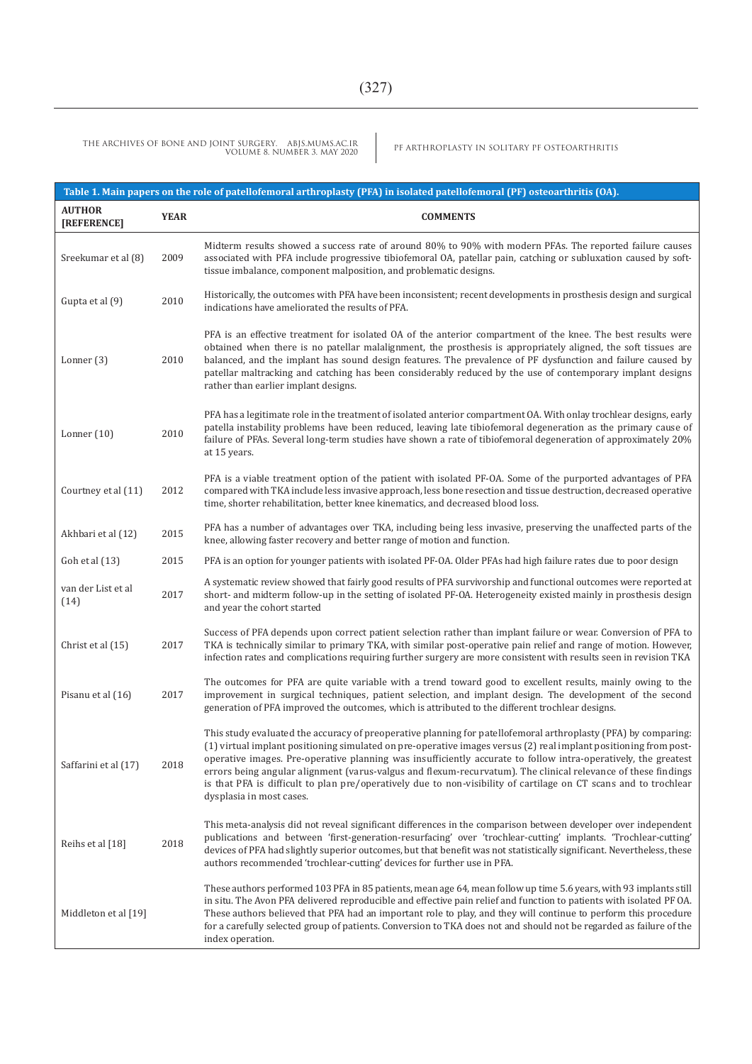**Table 1. Main papers on the role of patellofemoral arthroplasty (PFA) in isolated patellofemoral (PF) osteoarthritis (OA).**

| AUTHOR [REFERENCE] | YEAR | COMMENTS |
|---|---|---|
| Sreekumar et al (8) | 2009 | Midterm results showed a success rate of around 80% to 90% with modern PFAs. The reported failure causes associated with PFA include progressive tibiofemoral OA, patellar pain, catching or subluxation caused by soft-tissue imbalance, component malposition, and problematic designs. |
| Gupta et al (9) | 2010 | Historically, the outcomes with PFA have been inconsistent; recent developments in prosthesis design and surgical indications have ameliorated the results of PFA. |
| Lonner (3) | 2010 | PFA is an effective treatment for isolated OA of the anterior compartment of the knee. The best results were obtained when there is no patellar malalignment, the prosthesis is appropriately aligned, the soft tissues are balanced, and the implant has sound design features. The prevalence of PF dysfunction and failure caused by patellar maltracking and catching has been considerably reduced by the use of contemporary implant designs rather than earlier implant designs. |
| Lonner (10) | 2010 | PFA has a legitimate role in the treatment of isolated anterior compartment OA. With onlay trochlear designs, early patella instability problems have been reduced, leaving late tibiofemoral degeneration as the primary cause of failure of PFAs. Several long-term studies have shown a rate of tibiofemoral degeneration of approximately 20% at 15 years. |
| Courtney et al (11) | 2012 | PFA is a viable treatment option of the patient with isolated PF-OA. Some of the purported advantages of PFA compared with TKA include less invasive approach, less bone resection and tissue destruction, decreased operative time, shorter rehabilitation, better knee kinematics, and decreased blood loss. |
| Akhbari et al (12) | 2015 | PFA has a number of advantages over TKA, including being less invasive, preserving the unaffected parts of the knee, allowing faster recovery and better range of motion and function. |
| Goh et al (13) | 2015 | PFA is an option for younger patients with isolated PF-OA. Older PFAs had high failure rates due to poor design |
| van der List et al (14) | 2017 | A systematic review showed that fairly good results of PFA survivorship and functional outcomes were reported at short- and midterm follow-up in the setting of isolated PF-OA. Heterogeneity existed mainly in prosthesis design and year the cohort started |
| Christ et al (15) | 2017 | Success of PFA depends upon correct patient selection rather than implant failure or wear. Conversion of PFA to TKA is technically similar to primary TKA, with similar post-operative pain relief and range of motion. However, infection rates and complications requiring further surgery are more consistent with results seen in revision TKA |
| Pisanu et al (16) | 2017 | The outcomes for PFA are quite variable with a trend toward good to excellent results, mainly owing to the improvement in surgical techniques, patient selection, and implant design. The development of the second generation of PFA improved the outcomes, which is attributed to the different trochlear designs. |
| Saffarini et al (17) | 2018 | This study evaluated the accuracy of preoperative planning for patellofemoral arthroplasty (PFA) by comparing: (1) virtual implant positioning simulated on pre-operative images versus (2) real implant positioning from post-operative images. Pre-operative planning was insufficiently accurate to follow intra-operatively, the greatest errors being angular alignment (varus-valgus and flexum-recurvatum). The clinical relevance of these findings is that PFA is difficult to plan pre/operatively due to non-visibility of cartilage on CT scans and to trochlear dysplasia in most cases. |
| Reihs et al [18] | 2018 | This meta-analysis did not reveal significant differences in the comparison between developer over independent publications and between 'first-generation-resurfacing' over 'trochlear-cutting' implants. 'Trochlear-cutting' devices of PFA had slightly superior outcomes, but that benefit was not statistically significant. Nevertheless, these authors recommended 'trochlear-cutting' devices for further use in PFA. |
| Middleton et al [19] | | These authors performed 103 PFA in 85 patients, mean age 64, mean follow up time 5.6 years, with 93 implants still in situ. The Avon PFA delivered reproducible and effective pain relief and function to patients with isolated PF OA. These authors believed that PFA had an important role to play, and they will continue to perform this procedure for a carefully selected group of patients. Conversion to TKA does not and should not be regarded as failure of the index operation. |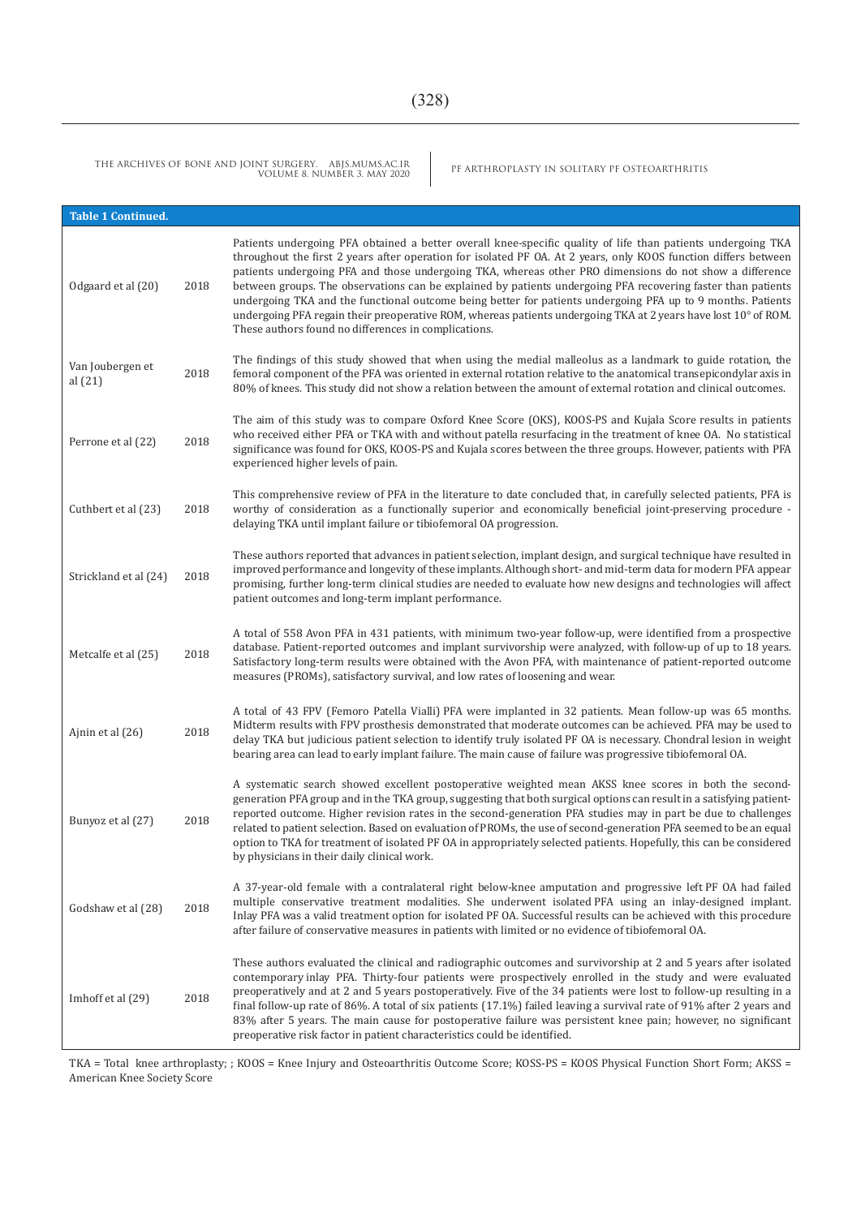| Table 1 Continued. | | |
|---|---|---|
| Odgaard et al (20) | 2018 | Patients undergoing PFA obtained a better overall knee-specific quality of life than patients undergoing TKA throughout the first 2 years after operation for isolated PF OA. At 2 years, only KOOS function differs between patients undergoing PFA and those undergoing TKA, whereas other PRO dimensions do not show a difference between groups. The observations can be explained by patients undergoing PFA recovering faster than patients undergoing TKA and the functional outcome being better for patients undergoing PFA up to 9 months. Patients undergoing PFA regain their preoperative ROM, whereas patients undergoing TKA at 2 years have lost 10° of ROM. These authors found no differences in complications. |
| Van Joubergen et al (21) | 2018 | The findings of this study showed that when using the medial malleolus as a landmark to guide rotation, the femoral component of the PFA was oriented in external rotation relative to the anatomical transepicondylar axis in 80% of knees. This study did not show a relation between the amount of external rotation and clinical outcomes. |
| Perrone et al (22) | 2018 | The aim of this study was to compare Oxford Knee Score (OKS), KOOS-PS and Kujala Score results in patients who received either PFA or TKA with and without patella resurfacing in the treatment of knee OA. No statistical significance was found for OKS, KOOS-PS and Kujala scores between the three groups. However, patients with PFA experienced higher levels of pain. |
| Cuthbert et al (23) | 2018 | This comprehensive review of PFA in the literature to date concluded that, in carefully selected patients, PFA is worthy of consideration as a functionally superior and economically beneficial joint-preserving procedure - delaying TKA until implant failure or tibiofemoral OA progression. |
| Strickland et al (24) | 2018 | These authors reported that advances in patient selection, implant design, and surgical technique have resulted in improved performance and longevity of these implants. Although short- and mid-term data for modern PFA appear promising, further long-term clinical studies are needed to evaluate how new designs and technologies will affect patient outcomes and long-term implant performance. |
| Metcalfe et al (25) | 2018 | A total of 558 Avon PFA in 431 patients, with minimum two-year follow-up, were identified from a prospective database. Patient-reported outcomes and implant survivorship were analyzed, with follow-up of up to 18 years. Satisfactory long-term results were obtained with the Avon PFA, with maintenance of patient-reported outcome measures (PROMs), satisfactory survival, and low rates of loosening and wear. |
| Ajnin et al (26) | 2018 | A total of 43 FPV (Femoro Patella Vialli) PFA were implanted in 32 patients. Mean follow-up was 65 months. Midterm results with FPV prosthesis demonstrated that moderate outcomes can be achieved. PFA may be used to delay TKA but judicious patient selection to identify truly isolated PF OA is necessary. Chondral lesion in weight bearing area can lead to early implant failure. The main cause of failure was progressive tibiofemoral OA. |
| Bunyoz et al (27) | 2018 | A systematic search showed excellent postoperative weighted mean AKSS knee scores in both the second-generation PFA group and in the TKA group, suggesting that both surgical options can result in a satisfying patient-reported outcome. Higher revision rates in the second-generation PFA studies may in part be due to challenges related to patient selection. Based on evaluation of PROMs, the use of second-generation PFA seemed to be an equal option to TKA for treatment of isolated PF OA in appropriately selected patients. Hopefully, this can be considered by physicians in their daily clinical work. |
| Godshaw et al (28) | 2018 | A 37-year-old female with a contralateral right below-knee amputation and progressive left PF OA had failed multiple conservative treatment modalities. She underwent isolated PFA using an inlay-designed implant. Inlay PFA was a valid treatment option for isolated PF OA. Successful results can be achieved with this procedure after failure of conservative measures in patients with limited or no evidence of tibiofemoral OA. |
| Imhoff et al (29) | 2018 | These authors evaluated the clinical and radiographic outcomes and survivorship at 2 and 5 years after isolated contemporary inlay PFA. Thirty-four patients were prospectively enrolled in the study and were evaluated preoperatively and at 2 and 5 years postoperatively. Five of the 34 patients were lost to follow-up resulting in a final follow-up rate of 86%. A total of six patients (17.1%) failed leaving a survival rate of 91% after 2 years and 83% after 5 years. The main cause for postoperative failure was persistent knee pain; however, no significant preoperative risk factor in patient characteristics could be identified. |

TKA = Total knee arthroplasty; ; KOOS = Knee Injury and Osteoarthritis Outcome Score; KOSS-PS = KOOS Physical Function Short Form; AKSS = American Knee Society Score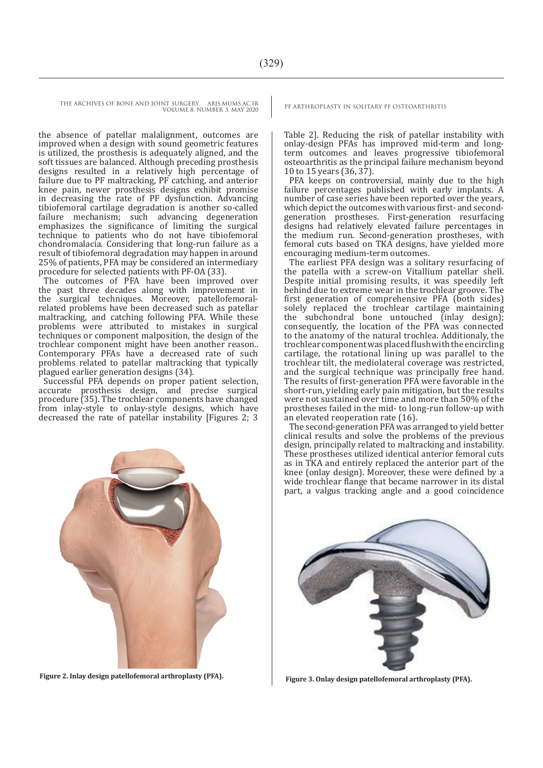the absence of patellar malalignment, outcomes are improved when a design with sound geometric features is utilized, the prosthesis is adequately aligned, and the soft tissues are balanced. Although preceding prosthesis designs resulted in a relatively high percentage of failure due to PF maltracking, PF catching, and anterior knee pain, newer prosthesis designs exhibit promise in decreasing the rate of PF dysfunction. Advancing tibiofemoral cartilage degradation is another so-called failure mechanism; such advancing degeneration emphasizes the significance of limiting the surgical technique to patients who do not have tibiofemoral chondromalacia. Considering that long-run failure as a result of tibiofemoral degradation may happen in around 25% of patients, PFA may be considered an intermediary procedure for selected patients with PF-OA (33).

The outcomes of PFA have been improved over the past three decades along with improvement in the surgical techniques. Moreover, patellofemoral-related problems have been decreased such as patellar maltracking, and catching following PFA. While these problems were attributed to mistakes in surgical techniques or component malposition, the design of the trochlear component might have been another reason.. Contemporary PFAs have a decreased rate of such problems related to patellar maltracking that typically plagued earlier generation designs (34).

Successful PFA depends on proper patient selection, accurate prosthesis design, and precise surgical procedure (35). The trochlear components have changed from inlay-style to onlay-style designs, which have decreased the rate of patellar instability [Figures 2; 3 Table 2]. Reducing the risk of patellar instability with onlay-design PFAs has improved mid-term and long-term outcomes and leaves progressive tibiofemoral osteoarthritis as the principal failure mechanism beyond 10 to 15 years (36, 37).

PFA keeps on controversial, mainly due to the high failure percentages published with early implants. A number of case series have been reported over the years, which depict the outcomes with various first- and second-generation prostheses. First-generation resurfacing designs had relatively elevated failure percentages in the medium run. Second-generation prostheses, with femoral cuts based on TKA designs, have yielded more encouraging medium-term outcomes.

The earliest PFA design was a solitary resurfacing of the patella with a screw-on Vitallium patellar shell. Despite initial promising results, it was speedily left behind due to extreme wear in the trochlear groove. The first generation of comprehensive PFA (both sides) solely replaced the trochlear cartilage maintaining the subchondral bone untouched (inlay design); consequently, the location of the PFA was connected to the anatomy of the natural trochlea. Additionaly, the trochlear component was placed flush with the encircling cartilage, the rotational lining up was parallel to the trochlear tilt, the mediolateral coverage was restricted, and the surgical technique was principally free hand. The results of first-generation PFA were favorable in the short-run, yielding early pain mitigation, but the results were not sustained over time and more than 50% of the prostheses failed in the mid- to long-run follow-up with an elevated reoperation rate (16).

The second-generation PFA was arranged to yield better clinical results and solve the problems of the previous design, principally related to maltracking and instability. These prostheses utilized identical anterior femoral cuts as in TKA and entirely replaced the anterior part of the knee (onlay design). Moreover, these were defined by a wide trochlear flange that became narrower in its distal part, a valgus tracking angle and a good coincidence

**Figure 2. Inlay design patellofemoral arthroplasty (PFA).**

**Figure 3. Onlay design patellofemoral arthroplasty (PFA).**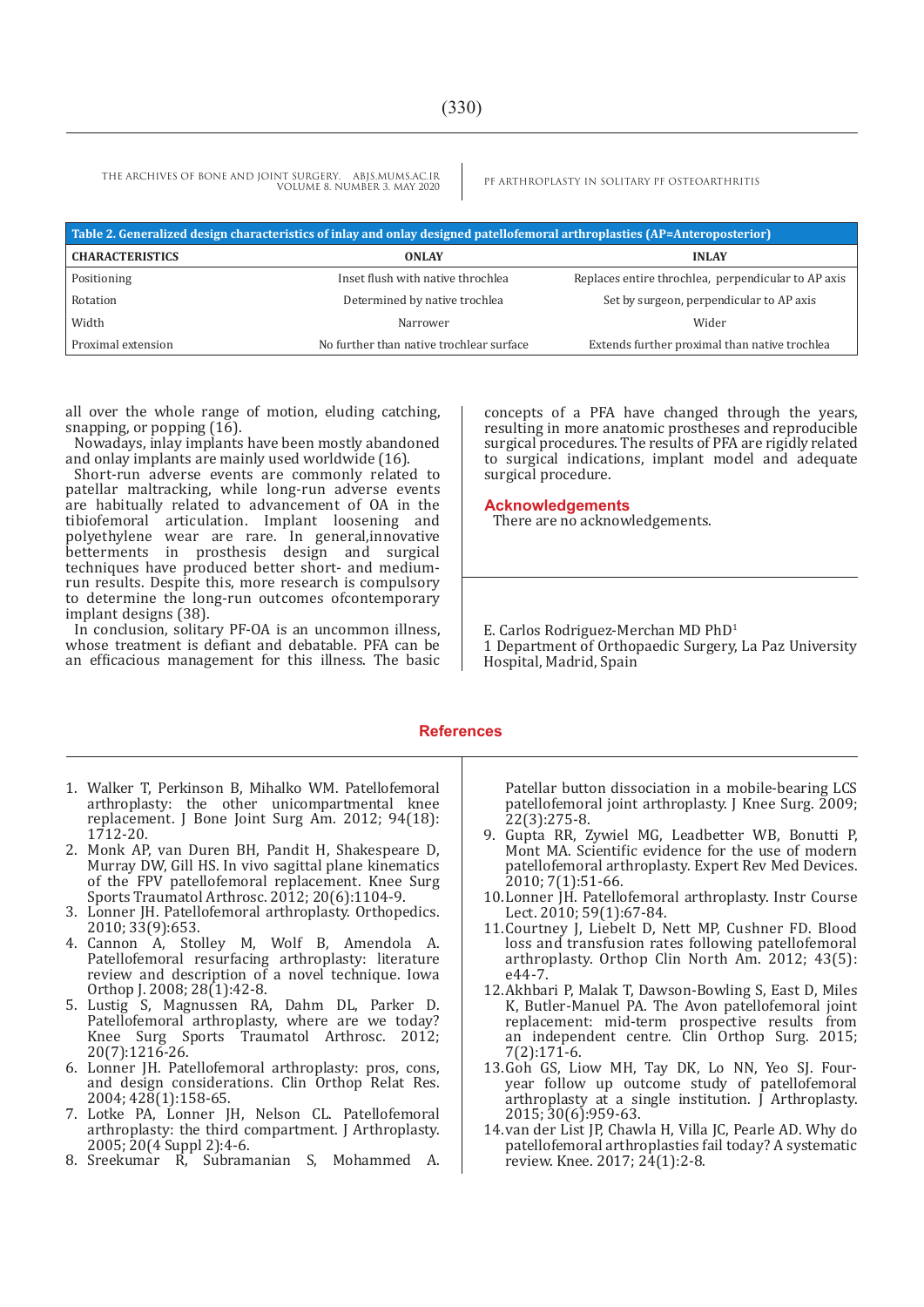| Table 2. Generalized design characteristics of inlay and onlay designed patellofemoral arthroplasties (AP=Anteroposterior) | | |
|---|---|---|
| **CHARACTERISTICS** | **ONLAY** | **INLAY** |
| Positioning | Inset flush with native throchlea | Replaces entire throchlea, perpendicular to AP axis |
| Rotation | Determined by native trochlea | Set by surgeon, perpendicular to AP axis |
| Width | Narrower | Wider |
| Proximal extension | No further than native trochlear surface | Extends further proximal than native trochlea |

all over the whole range of motion, eluding catching, snapping, or popping (16).

Nowadays, inlay implants have been mostly abandoned and onlay implants are mainly used worldwide (16).

Short-run adverse events are commonly related to patellar maltracking, while long-run adverse events are habitually related to advancement of OA in the tibiofemoral articulation. Implant loosening and polyethylene wear are rare. In general,innovative betterments in prosthesis design and surgical techniques have produced better short- and medium-run results. Despite this, more research is compulsory to determine the long-run outcomes ofcontemporary implant designs (38).

In conclusion, solitary PF-OA is an uncommon illness, whose treatment is defiant and debatable. PFA can be an efficacious management for this illness. The basic concepts of a PFA have changed through the years, resulting in more anatomic prostheses and reproducible surgical procedures. The results of PFA are rigidly related to surgical indications, implant model and adequate surgical procedure.

## Acknowledgements

There are no acknowledgements.

E. Carlos Rodriguez-Merchan MD PhD[1]

1 Department of Orthopaedic Surgery, La Paz University Hospital, Madrid, Spain

## References

1. Walker T, Perkinson B, Mihalko WM. Patellofemoral arthroplasty: the other unicompartmental knee replacement. J Bone Joint Surg Am. 2012; 94(18): 1712-20.
2. Monk AP, van Duren BH, Pandit H, Shakespeare D, Murray DW, Gill HS. In vivo sagittal plane kinematics of the FPV patellofemoral replacement. Knee Surg Sports Traumatol Arthrosc. 2012; 20(6):1104-9.
3. Lonner JH. Patellofemoral arthroplasty. Orthopedics. 2010; 33(9):653.
4. Cannon A, Stolley M, Wolf B, Amendola A. Patellofemoral resurfacing arthroplasty: literature review and description of a novel technique. Iowa Orthop J. 2008; 28(1):42-8.
5. Lustig S, Magnussen RA, Dahm DL, Parker D. Patellofemoral arthroplasty, where are we today? Knee Surg Sports Traumatol Arthrosc. 2012; 20(7):1216-26.
6. Lonner JH. Patellofemoral arthroplasty: pros, cons, and design considerations. Clin Orthop Relat Res. 2004; 428(1):158-65.
7. Lotke PA, Lonner JH, Nelson CL. Patellofemoral arthroplasty: the third compartment. J Arthroplasty. 2005; 20(4 Suppl 2):4-6.
8. Sreekumar R, Subramanian S, Mohammed A. Patellar button dissociation in a mobile-bearing LCS patellofemoral joint arthroplasty. J Knee Surg. 2009; 22(3):275-8.
9. Gupta RR, Zywiel MG, Leadbetter WB, Bonutti P, Mont MA. Scientific evidence for the use of modern patellofemoral arthroplasty. Expert Rev Med Devices. 2010; 7(1):51-66.
10. Lonner JH. Patellofemoral arthroplasty. Instr Course Lect. 2010; 59(1):67-84.
11. Courtney J, Liebelt D, Nett MP, Cushner FD. Blood loss and transfusion rates following patellofemoral arthroplasty. Orthop Clin North Am. 2012; 43(5): e44-7.
12. Akhbari P, Malak T, Dawson-Bowling S, East D, Miles K, Butler-Manuel PA. The Avon patellofemoral joint replacement: mid-term prospective results from an independent centre. Clin Orthop Surg. 2015; 7(2):171-6.
13. Goh GS, Liow MH, Tay DK, Lo NN, Yeo SJ. Four-year follow up outcome study of patellofemoral arthroplasty at a single institution. J Arthroplasty. 2015; 30(6):959-63.
14. van der List JP, Chawla H, Villa JC, Pearle AD. Why do patellofemoral arthroplasties fail today? A systematic review. Knee. 2017; 24(1):2-8.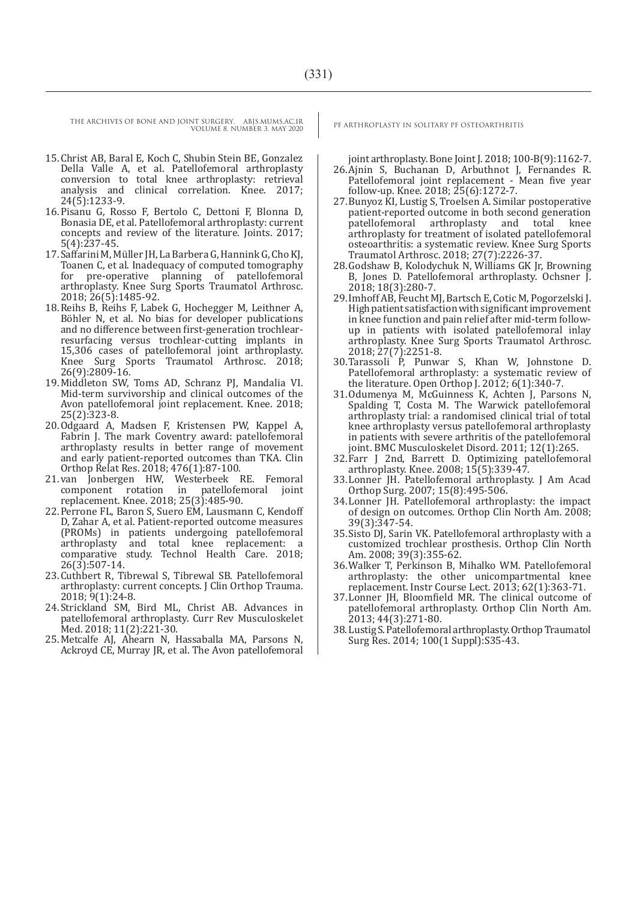15. Christ AB, Baral E, Koch C, Shubin Stein BE, Gonzalez Della Valle A, et al. Patellofemoral arthroplasty conversion to total knee arthroplasty: retrieval analysis and clinical correlation. Knee. 2017; 24(5):1233-9.
16. Pisanu G, Rosso F, Bertolo C, Dettoni F, Blonna D, Bonasia DE, et al. Patellofemoral arthroplasty: current concepts and review of the literature. Joints. 2017; 5(4):237-45.
17. Saffarini M, Müller JH, La Barbera G, Hannink G, Cho KJ, Toanen C, et al. Inadequacy of computed tomography for pre-operative planning of patellofemoral arthroplasty. Knee Surg Sports Traumatol Arthrosc. 2018; 26(5):1485-92.
18. Reihs B, Reihs F, Labek G, Hochegger M, Leithner A, Böhler N, et al. No bias for developer publications and no difference between first-generation trochlear-resurfacing versus trochlear-cutting implants in 15,306 cases of patellofemoral joint arthroplasty. Knee Surg Sports Traumatol Arthrosc. 2018; 26(9):2809-16.
19. Middleton SW, Toms AD, Schranz PJ, Mandalia VI. Mid-term survivorship and clinical outcomes of the Avon patellofemoral joint replacement. Knee. 2018; 25(2):323-8.
20. Odgaard A, Madsen F, Kristensen PW, Kappel A, Fabrin J. The mark Coventry award: patellofemoral arthroplasty results in better range of movement and early patient-reported outcomes than TKA. Clin Orthop Relat Res. 2018; 476(1):87-100.
21. van Jonbergen HW, Westerbeek RE. Femoral component rotation in patellofemoral joint replacement. Knee. 2018; 25(3):485-90.
22. Perrone FL, Baron S, Suero EM, Lausmann C, Kendoff D, Zahar A, et al. Patient-reported outcome measures (PROMs) in patients undergoing patellofemoral arthroplasty and total knee replacement: a comparative study. Technol Health Care. 2018; 26(3):507-14.
23. Cuthbert R, Tibrewal S, Tibrewal SB. Patellofemoral arthroplasty: current concepts. J Clin Orthop Trauma. 2018; 9(1):24-8.
24. Strickland SM, Bird ML, Christ AB. Advances in patellofemoral arthroplasty. Curr Rev Musculoskelet Med. 2018; 11(2):221-30.
25. Metcalfe AJ, Ahearn N, Hassaballa MA, Parsons N, Ackroyd CE, Murray JR, et al. The Avon patellofemoral joint arthroplasty. Bone Joint J. 2018; 100-B(9):1162-7.
26. Ajnin S, Buchanan D, Arbuthnot J, Fernandes R. Patellofemoral joint replacement - Mean five year follow-up. Knee. 2018; 25(6):1272-7.
27. Bunyoz KI, Lustig S, Troelsen A. Similar postoperative patient-reported outcome in both second generation patellofemoral arthroplasty and total knee arthroplasty for treatment of isolated patellofemoral osteoarthritis: a systematic review. Knee Surg Sports Traumatol Arthrosc. 2018; 27(7):2226-37.
28. Godshaw B, Kolodychuk N, Williams GK Jr, Browning B, Jones D. Patellofemoral arthroplasty. Ochsner J. 2018; 18(3):280-7.
29. Imhoff AB, Feucht MJ, Bartsch E, Cotic M, Pogorzelski J. High patient satisfaction with significant improvement in knee function and pain relief after mid-term follow-up in patients with isolated patellofemoral inlay arthroplasty. Knee Surg Sports Traumatol Arthrosc. 2018; 27(7):2251-8.
30. Tarassoli P, Punwar S, Khan W, Johnstone D. Patellofemoral arthroplasty: a systematic review of the literature. Open Orthop J. 2012; 6(1):340-7.
31. Odumenya M, McGuinness K, Achten J, Parsons N, Spalding T, Costa M. The Warwick patellofemoral arthroplasty trial: a randomised clinical trial of total knee arthroplasty versus patellofemoral arthroplasty in patients with severe arthritis of the patellofemoral joint. BMC Musculoskelet Disord. 2011; 12(1):265.
32. Farr J 2nd, Barrett D. Optimizing patellofemoral arthroplasty. Knee. 2008; 15(5):339-47.
33. Lonner JH. Patellofemoral arthroplasty. J Am Acad Orthop Surg. 2007; 15(8):495-506.
34. Lonner JH. Patellofemoral arthroplasty: the impact of design on outcomes. Orthop Clin North Am. 2008; 39(3):347-54.
35. Sisto DJ, Sarin VK. Patellofemoral arthroplasty with a customized trochlear prosthesis. Orthop Clin North Am. 2008; 39(3):355-62.
36. Walker T, Perkinson B, Mihalko WM. Patellofemoral arthroplasty: the other unicompartmental knee replacement. Instr Course Lect. 2013; 62(1):363-71.
37. Lonner JH, Bloomfield MR. The clinical outcome of patellofemoral arthroplasty. Orthop Clin North Am. 2013; 44(3):271-80.
38. Lustig S. Patellofemoral arthroplasty. Orthop Traumatol Surg Res. 2014; 100(1 Suppl):S35-43.